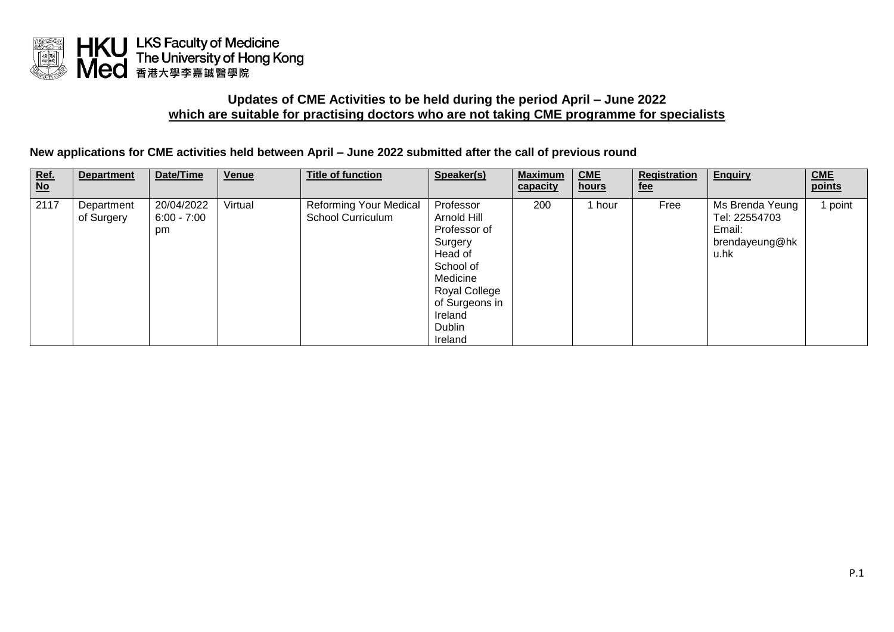HKU LKS Faculty of Medicine
Med The University of Hong Kong
香港大學李嘉誠醫學院

## Updates of CME Activities to be held during the period April – June 2022 which are suitable for practising doctors who are not taking CME programme for specialists

### New applications for CME activities held between April – June 2022 submitted after the call of previous round

| Ref. No | Department | Date/Time | Venue | Title of function | Speaker(s) | Maximum capacity | CME hours | Registration fee | Enquiry | CME points |
| --- | --- | --- | --- | --- | --- | --- | --- | --- | --- | --- |
| 2117 | Department of Surgery | 20/04/2022 6:00 - 7:00 pm | Virtual | Reforming Your Medical School Curriculum | Professor Arnold Hill Professor of Surgery Head of School of Medicine Royal College of Surgeons in Ireland Dublin Ireland | 200 | 1 hour | Free | Ms Brenda Yeung Tel: 22554703 Email: brendayeung@hku.hk | 1 point |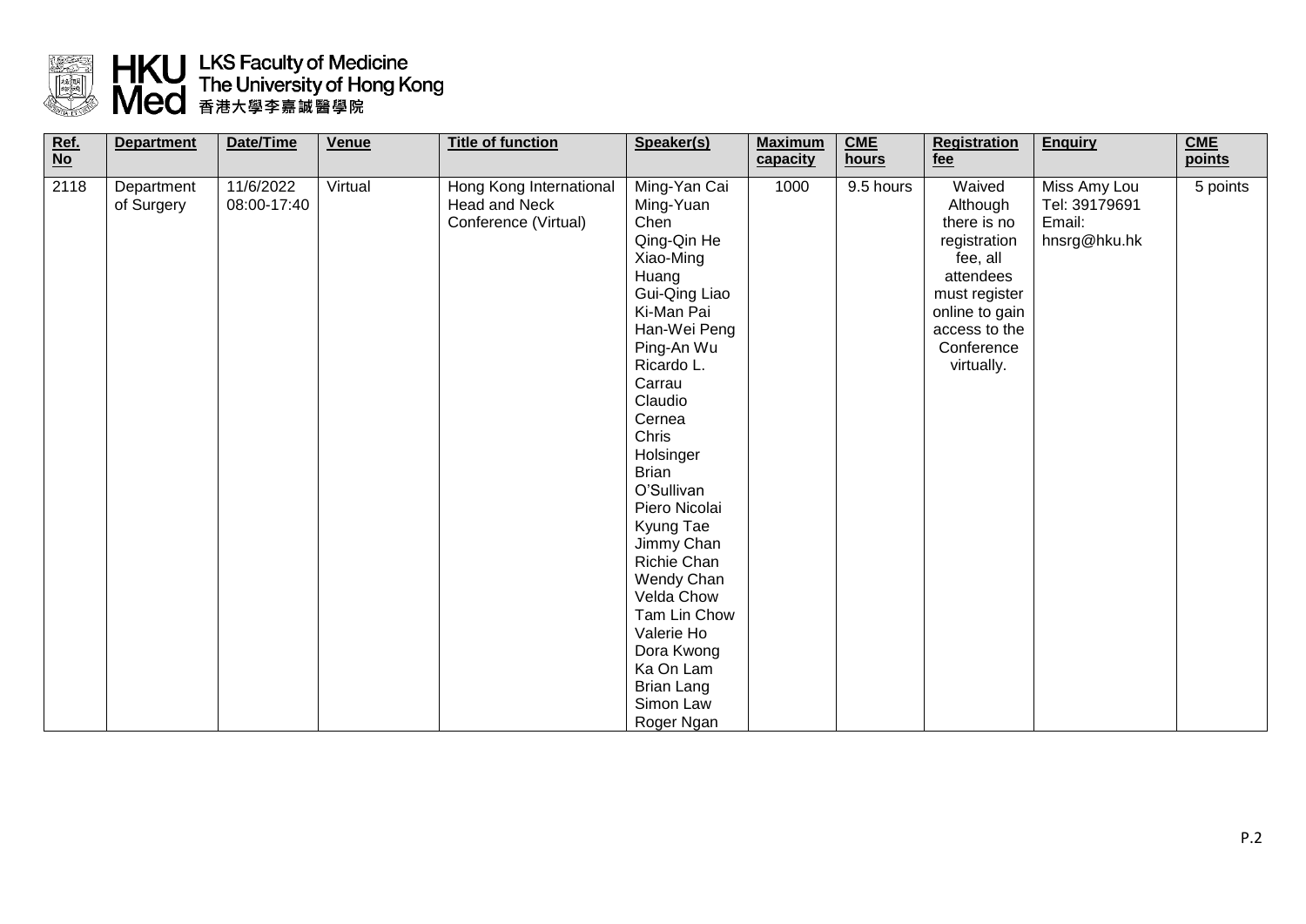# HKU Med LKS Faculty of Medicine The University of Hong Kong 香港大學李嘉誠醫學院

| Ref. No | Department | Date/Time | Venue | Title of function | Speaker(s) | Maximum capacity | CME hours | Registration fee | Enquiry | CME points |
|---|---|---|---|---|---|---|---|---|---|---|
| 2118 | Department of Surgery | 11/6/2022 08:00-17:40 | Virtual | Hong Kong International Head and Neck Conference (Virtual) | Ming-Yan Cai<br>Ming-Yuan Chen<br>Qing-Qin He<br>Xiao-Ming Huang<br>Gui-Qing Liao<br>Ki-Man Pai<br>Han-Wei Peng<br>Ping-An Wu<br>Ricardo L. Carrau<br>Claudio Cernea<br>Chris Holsinger<br>Brian O'Sullivan<br>Piero Nicolai<br>Kyung Tae<br>Jimmy Chan<br>Richie Chan<br>Wendy Chan<br>Velda Chow<br>Tam Lin Chow<br>Valerie Ho<br>Dora Kwong<br>Ka On Lam<br>Brian Lang<br>Simon Law<br>Roger Ngan | 1000 | 9.5 hours | Waived<br>Although there is no registration fee, all attendees must register online to gain access to the Conference virtually. | Miss Amy Lou<br>Tel: 39179691<br>Email: hnsrg@hku.hk | 5 points |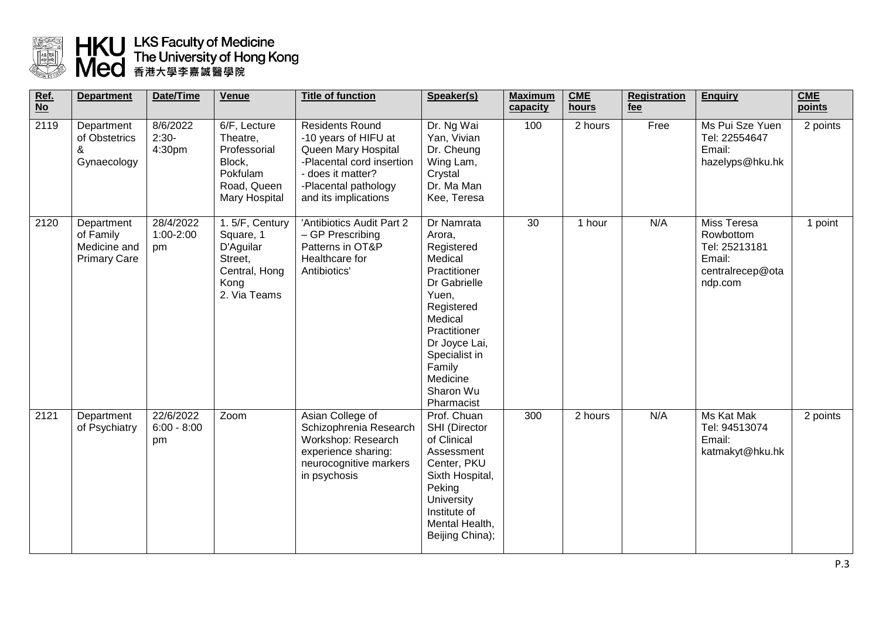HKU Med LKS Faculty of Medicine The University of Hong Kong 香港大學李嘉誠醫學院

| Ref. No | Department | Date/Time | Venue | Title of function | Speaker(s) | Maximum capacity | CME hours | Registration fee | Enquiry | CME points |
|---|---|---|---|---|---|---|---|---|---|---|
| 2119 | Department of Obstetrics & Gynaecology | 8/6/2022 2:30-4:30pm | 6/F, Lecture Theatre, Professorial Block, Pokfulam Road, Queen Mary Hospital | Residents Round -10 years of HIFU at Queen Mary Hospital -Placental cord insertion - does it matter? -Placental pathology and its implications | Dr. Ng Wai Yan, Vivian Dr. Cheung Wing Lam, Crystal Dr. Ma Man Kee, Teresa | 100 | 2 hours | Free | Ms Pui Sze Yuen Tel: 22554647 Email: hazelyps@hku.hk | 2 points |
| 2120 | Department of Family Medicine and Primary Care | 28/4/2022 1:00-2:00 pm | 1. 5/F, Century Square, 1 D'Aguilar Street, Central, Hong Kong 2. Via Teams | 'Antibiotics Audit Part 2 – GP Prescribing Patterns in OT&P Healthcare for Antibiotics' | Dr Namrata Arora, Registered Medical Practitioner Dr Gabrielle Yuen, Registered Medical Practitioner Dr Joyce Lai, Specialist in Family Medicine Sharon Wu Pharmacist | 30 | 1 hour | N/A | Miss Teresa Rowbottom Tel: 25213181 Email: centralrecep@otandp.com | 1 point |
| 2121 | Department of Psychiatry | 22/6/2022 6:00 - 8:00 pm | Zoom | Asian College of Schizophrenia Research Workshop: Research experience sharing: neurocognitive markers in psychosis | Prof. Chuan SHI (Director of Clinical Assessment Center, PKU Sixth Hospital, Peking University Institute of Mental Health, Beijing China); | 300 | 2 hours | N/A | Ms Kat Mak Tel: 94513074 Email: katmakyt@hku.hk | 2 points |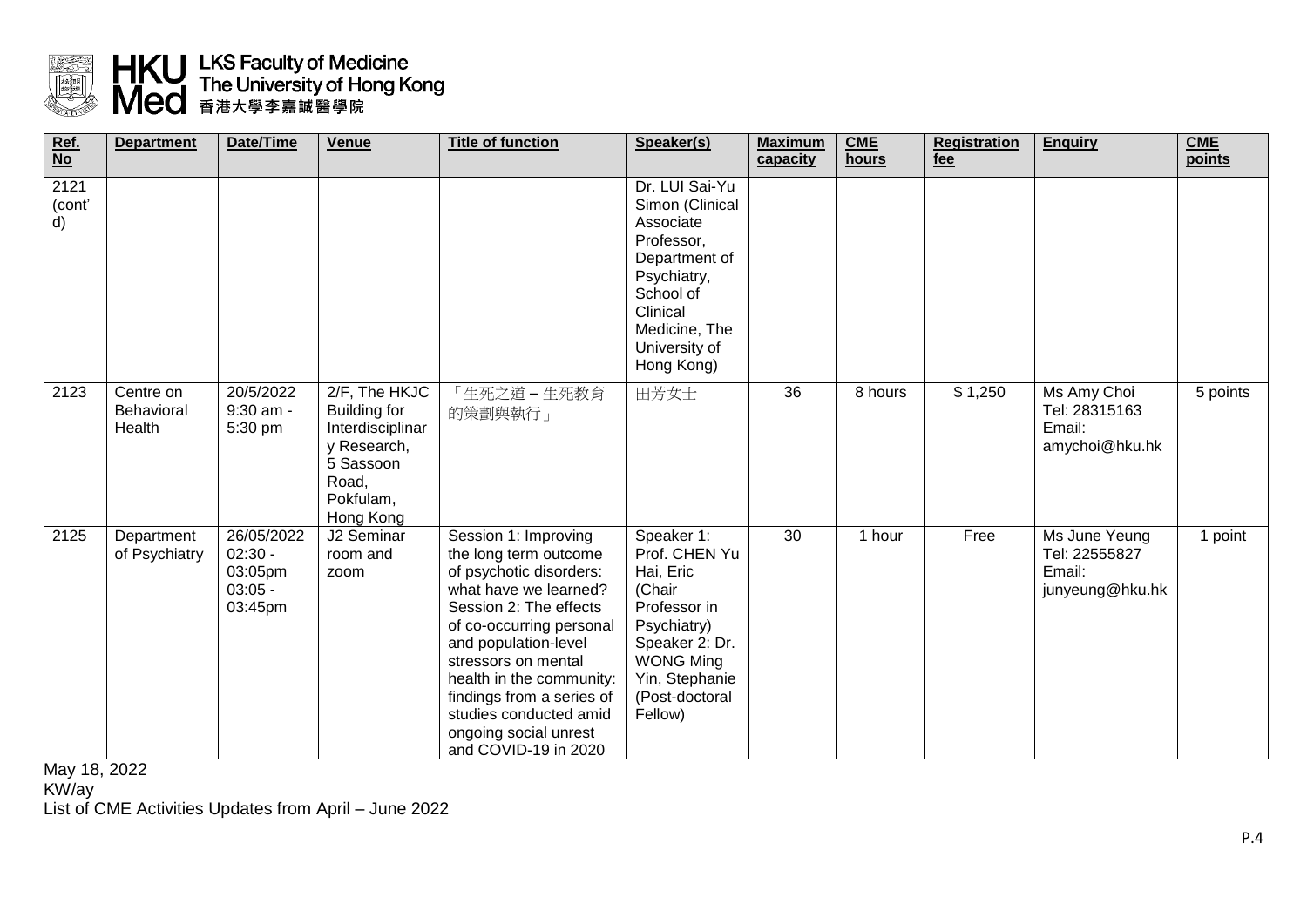| Ref. No | Department | Date/Time | Venue | Title of function | Speaker(s) | Maximum capacity | CME hours | Registration fee | Enquiry | CME points |
|---|---|---|---|---|---|---|---|---|---|---|
| 2121 (cont'd) | | | | | Dr. LUI Sai-Yu Simon (Clinical Associate Professor, Department of Psychiatry, School of Clinical Medicine, The University of Hong Kong) | | | | | |
| 2123 | Centre on Behavioral Health | 20/5/2022 9:30 am - 5:30 pm | 2/F, The HKJC Building for Interdisciplinary Research, 5 Sassoon Road, Pokfulam, Hong Kong | 「生死之道 – 生死教育的策劃與執行」 | 田芳女士 | 36 | 8 hours | $ 1,250 | Ms Amy Choi Tel: 28315163 Email: amychoi@hku.hk | 5 points |
| 2125 | Department of Psychiatry | 26/05/2022 02:30 - 03:05pm 03:05 - 03:45pm | J2 Seminar room and zoom | Session 1: Improving the long term outcome of psychotic disorders: what have we learned? Session 2: The effects of co-occurring personal and population-level stressors on mental health in the community: findings from a series of studies conducted amid ongoing social unrest and COVID-19 in 2020 | Speaker 1: Prof. CHEN Yu Hai, Eric (Chair Professor in Psychiatry) Speaker 2: Dr. WONG Ming Yin, Stephanie (Post-doctoral Fellow) | 30 | 1 hour | Free | Ms June Yeung Tel: 22555827 Email: junyeung@hku.hk | 1 point |

May 18, 2022
KW/ay
List of CME Activities Updates from April – June 2022